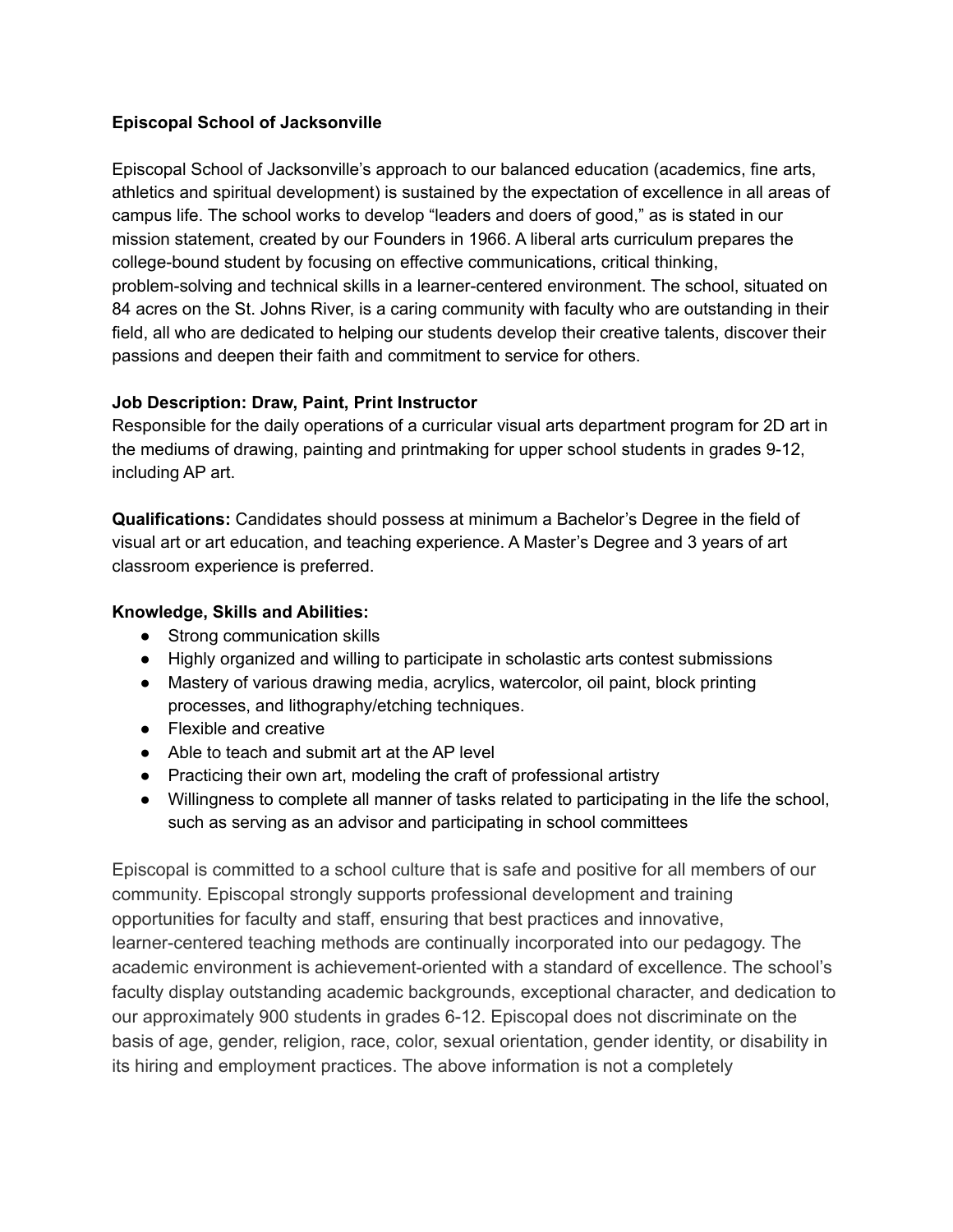**Episcopal School of Jacksonville**

Episcopal School of Jacksonville's approach to our balanced education (academics, fine arts, athletics and spiritual development) is sustained by the expectation of excellence in all areas of campus life. The school works to develop "leaders and doers of good," as is stated in our mission statement, created by our Founders in 1966. A liberal arts curriculum prepares the college-bound student by focusing on effective communications, critical thinking, problem-solving and technical skills in a learner-centered environment. The school, situated on 84 acres on the St. Johns River, is a caring community with faculty who are outstanding in their field, all who are dedicated to helping our students develop their creative talents, discover their passions and deepen their faith and commitment to service for others.

**Job Description: Draw, Paint, Print Instructor**
Responsible for the daily operations of a curricular visual arts department program for 2D art in the mediums of drawing, painting and printmaking for upper school students in grades 9-12, including AP art.

**Qualifications:** Candidates should possess at minimum a Bachelor's Degree in the field of visual art or art education, and teaching experience. A Master's Degree and 3 years of art classroom experience is preferred.

**Knowledge, Skills and Abilities:**

- Strong communication skills
- Highly organized and willing to participate in scholastic arts contest submissions
- Mastery of various drawing media, acrylics, watercolor, oil paint, block printing processes, and lithography/etching techniques.
- Flexible and creative
- Able to teach and submit art at the AP level
- Practicing their own art, modeling the craft of professional artistry
- Willingness to complete all manner of tasks related to participating in the life the school, such as serving as an advisor and participating in school committees

Episcopal is committed to a school culture that is safe and positive for all members of our community. Episcopal strongly supports professional development and training opportunities for faculty and staff, ensuring that best practices and innovative, learner-centered teaching methods are continually incorporated into our pedagogy. The academic environment is achievement-oriented with a standard of excellence. The school's faculty display outstanding academic backgrounds, exceptional character, and dedication to our approximately 900 students in grades 6-12. Episcopal does not discriminate on the basis of age, gender, religion, race, color, sexual orientation, gender identity, or disability in its hiring and employment practices. The above information is not a completely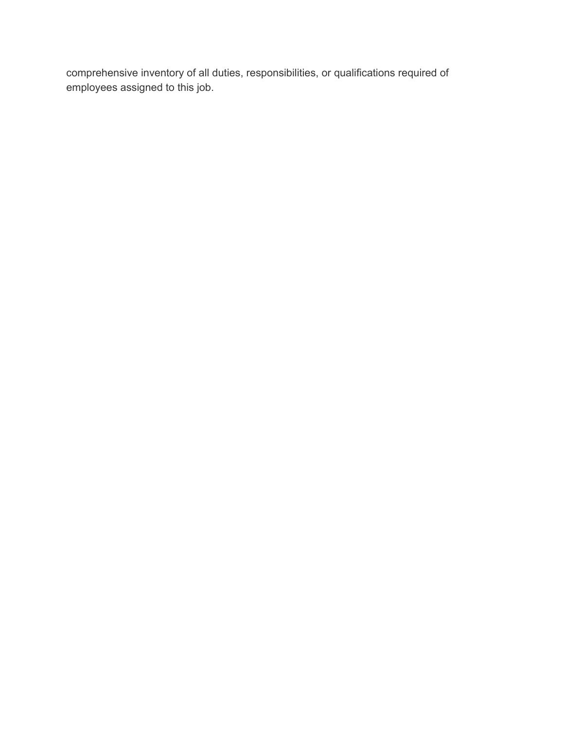comprehensive inventory of all duties, responsibilities, or qualifications required of employees assigned to this job.